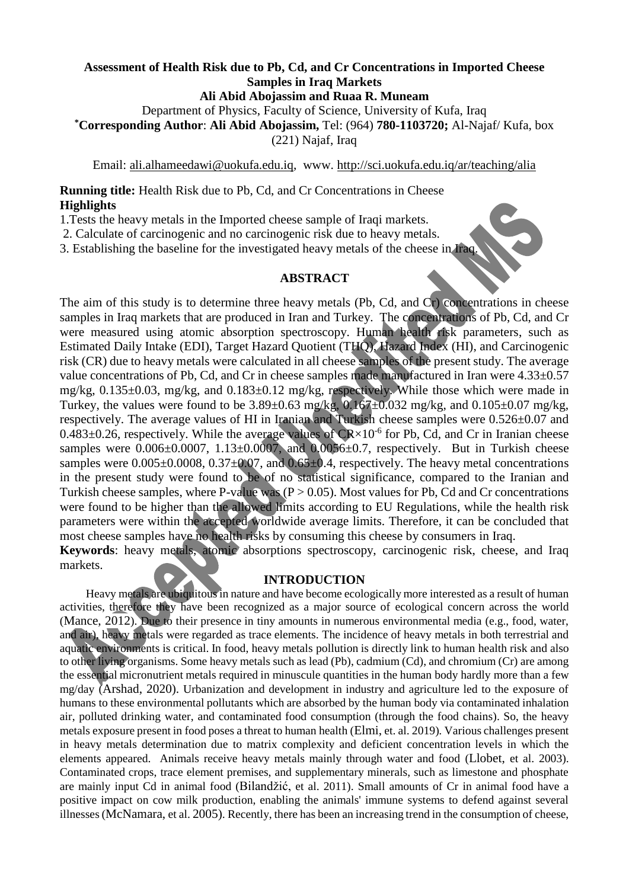**Assessment of Health Risk due to Pb, Cd, and Cr Concentrations in Imported Cheese Samples in Iraq Markets**

**Ali Abid Abojassim and Ruaa R. Muneam**

Department of Physics, Faculty of Science, University of Kufa, Iraq

***Corresponding Author**: **Ali Abid Abojassim,** Tel: (964) **780-1103720;** Al-Najaf/ Kufa, box (221) Najaf, Iraq

Email: ali.alhameedawi@uokufa.edu.iq, www. http://sci.uokufa.edu.iq/ar/teaching/alia

**Running title:** Health Risk due to Pb, Cd, and Cr Concentrations in Cheese

**Highlights**

1.Tests the heavy metals in the Imported cheese sample of Iraqi markets.

2. Calculate of carcinogenic and no carcinogenic risk due to heavy metals.

3. Establishing the baseline for the investigated heavy metals of the cheese in Iraq.

## ABSTRACT

The aim of this study is to determine three heavy metals (Pb, Cd, and Cr) concentrations in cheese samples in Iraq markets that are produced in Iran and Turkey. The concentrations of Pb, Cd, and Cr were measured using atomic absorption spectroscopy. Human health risk parameters, such as Estimated Daily Intake (EDI), Target Hazard Quotient (THQ), Hazard Index (HI), and Carcinogenic risk (CR) due to heavy metals were calculated in all cheese samples of the present study. The average value concentrations of Pb, Cd, and Cr in cheese samples made manufactured in Iran were 4.33±0.57 mg/kg, 0.135±0.03, mg/kg, and 0.183±0.12 mg/kg, respectively. While those which were made in Turkey, the values were found to be 3.89±0.63 mg/kg, 0.167±0.032 mg/kg, and 0.105±0.07 mg/kg, respectively. The average values of HI in Iranian and Turkish cheese samples were 0.526±0.07 and 0.483±0.26, respectively. While the average values of $CR\times10^{-6}$ for Pb, Cd, and Cr in Iranian cheese samples were 0.006±0.0007, 1.13±0.0007, and 0.0056±0.7, respectively. But in Turkish cheese samples were 0.005±0.0008, 0.37±0.07, and 0.65±0.4, respectively. The heavy metal concentrations in the present study were found to be of no statistical significance, compared to the Iranian and Turkish cheese samples, where P-value was ($P > 0.05$). Most values for Pb, Cd and Cr concentrations were found to be higher than the allowed limits according to EU Regulations, while the health risk parameters were within the accepted worldwide average limits. Therefore, it can be concluded that most cheese samples have no health risks by consuming this cheese by consumers in Iraq.

**Keywords**: heavy metals, atomic absorptions spectroscopy, carcinogenic risk, cheese, and Iraq markets.

## INTRODUCTION

Heavy metals are ubiquitous in nature and have become ecologically more interested as a result of human activities, therefore they have been recognized as a major source of ecological concern across the world (Mance, 2012). Due to their presence in tiny amounts in numerous environmental media (e.g., food, water, and air), heavy metals were regarded as trace elements. The incidence of heavy metals in both terrestrial and aquatic environments is critical. In food, heavy metals pollution is directly link to human health risk and also to other living organisms. Some heavy metals such as lead (Pb), cadmium (Cd), and chromium (Cr) are among the essential micronutrient metals required in minuscule quantities in the human body hardly more than a few mg/day (Arshad, 2020). Urbanization and development in industry and agriculture led to the exposure of humans to these environmental pollutants which are absorbed by the human body via contaminated inhalation air, polluted drinking water, and contaminated food consumption (through the food chains). So, the heavy metals exposure present in food poses a threat to human health (Elmi, et. al. 2019). Various challenges present in heavy metals determination due to matrix complexity and deficient concentration levels in which the elements appeared. Animals receive heavy metals mainly through water and food (Llobet, et al. 2003). Contaminated crops, trace element premises, and supplementary minerals, such as limestone and phosphate are mainly input Cd in animal food (Bilandžić, et al. 2011). Small amounts of Cr in animal food have a positive impact on cow milk production, enabling the animals' immune systems to defend against several illnesses (McNamara, et al. 2005). Recently, there has been an increasing trend in the consumption of cheese,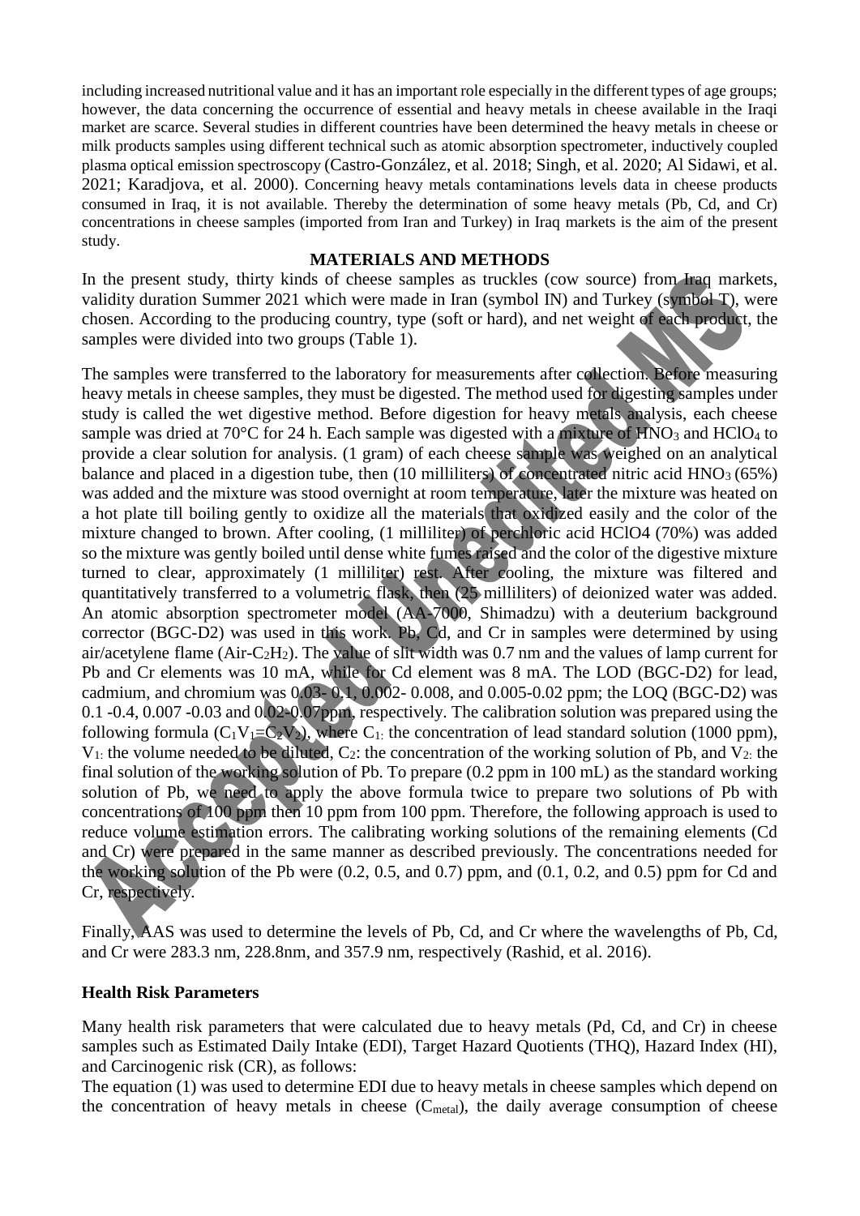including increased nutritional value and it has an important role especially in the different types of age groups; however, the data concerning the occurrence of essential and heavy metals in cheese available in the Iraqi market are scarce. Several studies in different countries have been determined the heavy metals in cheese or milk products samples using different technical such as atomic absorption spectrometer, inductively coupled plasma optical emission spectroscopy (Castro-González, et al. 2018; Singh, et al. 2020; Al Sidawi, et al. 2021; Karadjova, et al. 2000). Concerning heavy metals contaminations levels data in cheese products consumed in Iraq, it is not available. Thereby the determination of some heavy metals (Pb, Cd, and Cr) concentrations in cheese samples (imported from Iran and Turkey) in Iraq markets is the aim of the present study.

## MATERIALS AND METHODS

In the present study, thirty kinds of cheese samples as truckles (cow source) from Iraq markets, validity duration Summer 2021 which were made in Iran (symbol IN) and Turkey (symbol T), were chosen. According to the producing country, type (soft or hard), and net weight of each product, the samples were divided into two groups (Table 1).

The samples were transferred to the laboratory for measurements after collection. Before measuring heavy metals in cheese samples, they must be digested. The method used for digesting samples under study is called the wet digestive method. Before digestion for heavy metals analysis, each cheese sample was dried at 70°C for 24 h. Each sample was digested with a mixture of $HNO_3$ and $HClO_4$ to provide a clear solution for analysis. (1 gram) of each cheese sample was weighed on an analytical balance and placed in a digestion tube, then (10 milliliters) of concentrated nitric acid $HNO_3$ (65%) was added and the mixture was stood overnight at room temperature, later the mixture was heated on a hot plate till boiling gently to oxidize all the materials that oxidized easily and the color of the mixture changed to brown. After cooling, (1 milliliter) of perchloric acid HClO4 (70%) was added so the mixture was gently boiled until dense white fumes raised and the color of the digestive mixture turned to clear, approximately (1 milliliter) rest. After cooling, the mixture was filtered and quantitatively transferred to a volumetric flask, then (25 milliliters) of deionized water was added. An atomic absorption spectrometer model (AA-7000, Shimadzu) with a deuterium background corrector (BGC-D2) was used in this work. Pb, Cd, and Cr in samples were determined by using air/acetylene flame (Air-$C_2H_2$). The value of slit width was 0.7 nm and the values of lamp current for Pb and Cr elements was 10 mA, while for Cd element was 8 mA. The LOD (BGC-D2) for lead, cadmium, and chromium was 0.03- 0.1, 0.002- 0.008, and 0.005-0.02 ppm; the LOQ (BGC-D2) was 0.1 -0.4, 0.007 -0.03 and 0.02-0.07ppm, respectively. The calibration solution was prepared using the following formula ($C_1V_1=C_2V_2$), where $C_1$: the concentration of lead standard solution (1000 ppm), $V_1$: the volume needed to be diluted, $C_2$: the concentration of the working solution of Pb, and $V_2$: the final solution of the working solution of Pb. To prepare (0.2 ppm in 100 mL) as the standard working solution of Pb, we need to apply the above formula twice to prepare two solutions of Pb with concentrations of 100 ppm then 10 ppm from 100 ppm. Therefore, the following approach is used to reduce volume estimation errors. The calibrating working solutions of the remaining elements (Cd and Cr) were prepared in the same manner as described previously. The concentrations needed for the working solution of the Pb were (0.2, 0.5, and 0.7) ppm, and (0.1, 0.2, and 0.5) ppm for Cd and Cr, respectively.

Finally, AAS was used to determine the levels of Pb, Cd, and Cr where the wavelengths of Pb, Cd, and Cr were 283.3 nm, 228.8nm, and 357.9 nm, respectively (Rashid, et al. 2016).

### Health Risk Parameters

Many health risk parameters that were calculated due to heavy metals (Pd, Cd, and Cr) in cheese samples such as Estimated Daily Intake (EDI), Target Hazard Quotients (THQ), Hazard Index (HI), and Carcinogenic risk (CR), as follows:

The equation (1) was used to determine EDI due to heavy metals in cheese samples which depend on the concentration of heavy metals in cheese ($C_{metal}$), the daily average consumption of cheese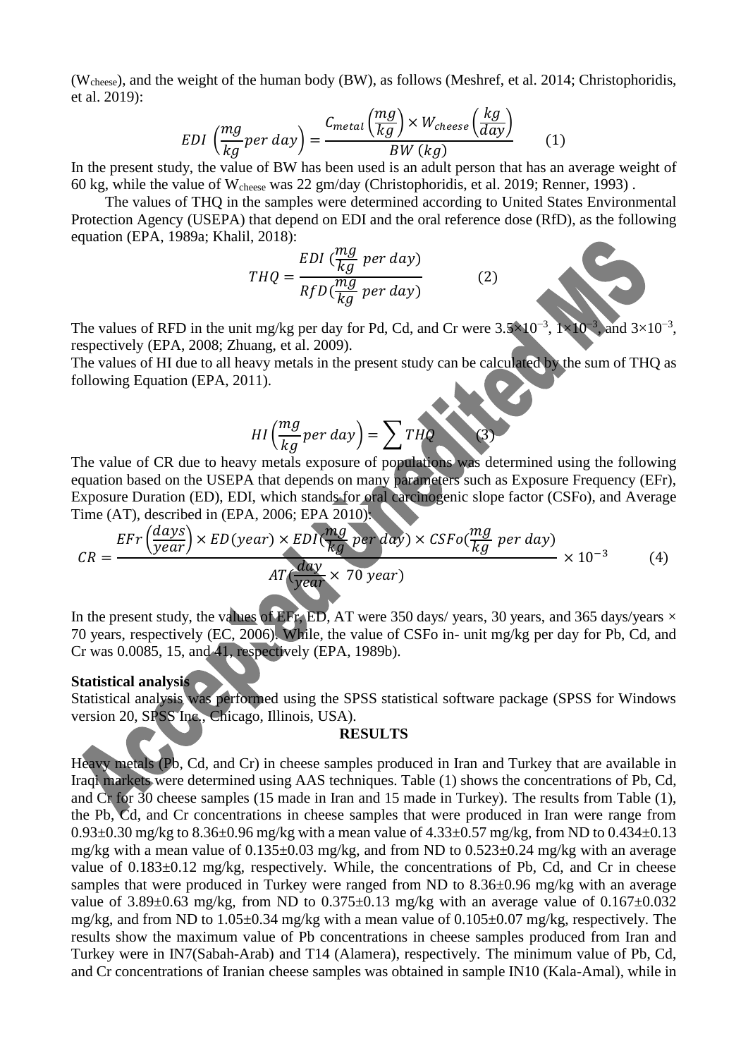($W_{cheese}$), and the weight of the human body (BW), as follows (Meshref, et al. 2014; Christophoridis, et al. 2019):

$$EDI\left(\frac{mg}{kg}per\ day\right) = \frac{C_{metal}\left(\frac{mg}{kg}\right) \times W_{cheese}\left(\frac{kg}{day}\right)}{BW\ (kg)} \qquad (1)$$

In the present study, the value of BW has been used is an adult person that has an average weight of 60 kg, while the value of $W_{cheese}$ was 22 gm/day (Christophoridis, et al. 2019; Renner, 1993) .

The values of THQ in the samples were determined according to United States Environmental Protection Agency (USEPA) that depend on EDI and the oral reference dose (RfD), as the following equation (EPA, 1989a; Khalil, 2018):

$$THQ = \frac{EDI\ (\frac{mg}{kg}\ per\ day)}{RfD(\frac{mg}{kg}\ per\ day)} \qquad (2)$$

The values of RFD in the unit mg/kg per day for Pd, Cd, and Cr were $3.5\times10^{-3}$, $1\times10^{-3}$, and $3\times10^{-3}$, respectively (EPA, 2008; Zhuang, et al. 2009).

The values of HI due to all heavy metals in the present study can be calculated by the sum of THQ as following Equation (EPA, 2011).

$$HI\left(\frac{mg}{kg}per\ day\right) = \sum THQ \qquad (3)$$

The value of CR due to heavy metals exposure of populations was determined using the following equation based on the USEPA that depends on many parameters such as Exposure Frequency (EFr), Exposure Duration (ED), EDI, which stands for oral carcinogenic slope factor (CSFo), and Average Time (AT), described in (EPA, 2006; EPA 2010):

$$CR = \frac{EFr\left(\frac{days}{year}\right) \times ED(year) \times EDI(\frac{mg}{kg}\ per\ day) \times CSFo(\frac{mg}{kg}\ per\ day)}{AT(\frac{day}{year} \times\ 70\ year)} \times 10^{-3} \qquad (4)$$

In the present study, the values of EFr, ED, AT were 350 days/ years, 30 years, and 365 days/years × 70 years, respectively (EC, 2006). While, the value of CSFo in- unit mg/kg per day for Pb, Cd, and Cr was 0.0085, 15, and 41, respectively (EPA, 1989b).

**Statistical analysis**

Statistical analysis was performed using the SPSS statistical software package (SPSS for Windows version 20, SPSS Inc., Chicago, Illinois, USA).

## RESULTS

Heavy metals (Pb, Cd, and Cr) in cheese samples produced in Iran and Turkey that are available in Iraqi markets were determined using AAS techniques. Table (1) shows the concentrations of Pb, Cd, and Cr for 30 cheese samples (15 made in Iran and 15 made in Turkey). The results from Table (1), the Pb, Cd, and Cr concentrations in cheese samples that were produced in Iran were range from 0.93±0.30 mg/kg to 8.36±0.96 mg/kg with a mean value of 4.33±0.57 mg/kg, from ND to 0.434±0.13 mg/kg with a mean value of 0.135±0.03 mg/kg, and from ND to 0.523±0.24 mg/kg with an average value of 0.183±0.12 mg/kg, respectively. While, the concentrations of Pb, Cd, and Cr in cheese samples that were produced in Turkey were ranged from ND to 8.36±0.96 mg/kg with an average value of 3.89±0.63 mg/kg, from ND to 0.375±0.13 mg/kg with an average value of 0.167±0.032 mg/kg, and from ND to 1.05±0.34 mg/kg with a mean value of 0.105±0.07 mg/kg, respectively. The results show the maximum value of Pb concentrations in cheese samples produced from Iran and Turkey were in IN7(Sabah-Arab) and T14 (Alamera), respectively. The minimum value of Pb, Cd, and Cr concentrations of Iranian cheese samples was obtained in sample IN10 (Kala-Amal), while in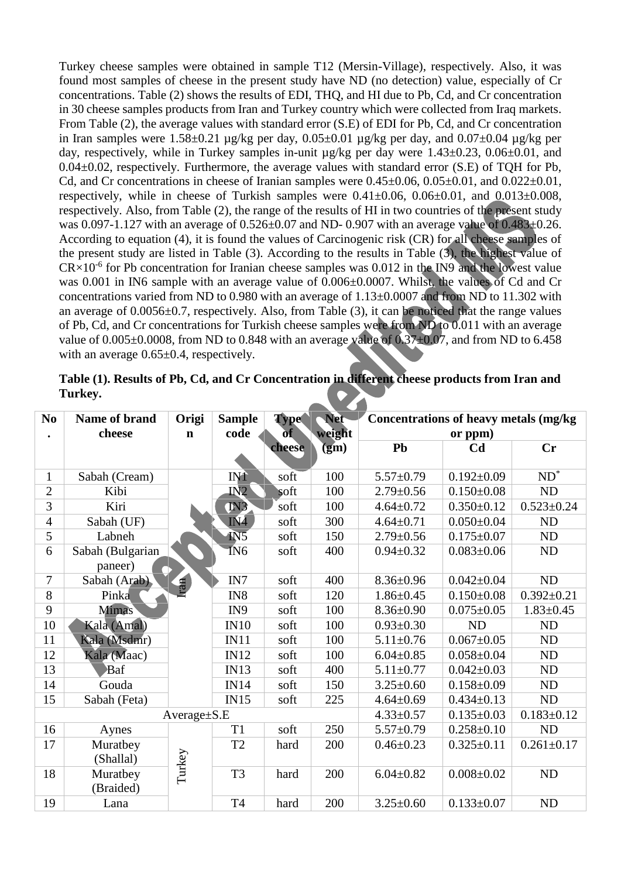Turkey cheese samples were obtained in sample T12 (Mersin-Village), respectively. Also, it was found most samples of cheese in the present study have ND (no detection) value, especially of Cr concentrations. Table (2) shows the results of EDI, THQ, and HI due to Pb, Cd, and Cr concentration in 30 cheese samples products from Iran and Turkey country which were collected from Iraq markets. From Table (2), the average values with standard error (S.E) of EDI for Pb, Cd, and Cr concentration in Iran samples were 1.58±0.21 µg/kg per day, 0.05±0.01 µg/kg per day, and 0.07±0.04 µg/kg per day, respectively, while in Turkey samples in-unit µg/kg per day were 1.43±0.23, 0.06±0.01, and 0.04±0.02, respectively. Furthermore, the average values with standard error (S.E) of TQH for Pb, Cd, and Cr concentrations in cheese of Iranian samples were 0.45±0.06, 0.05±0.01, and 0.022±0.01, respectively, while in cheese of Turkish samples were 0.41±0.06, 0.06±0.01, and 0.013±0.008, respectively. Also, from Table (2), the range of the results of HI in two countries of the present study was 0.097-1.127 with an average of 0.526±0.07 and ND- 0.907 with an average value of 0.483±0.26. According to equation (4), it is found the values of Carcinogenic risk (CR) for all cheese samples of the present study are listed in Table (3). According to the results in Table (3), the highest value of $CR \times 10^{-6}$ for Pb concentration for Iranian cheese samples was 0.012 in the IN9 and the lowest value was 0.001 in IN6 sample with an average value of 0.006±0.0007. Whilst, the values of Cd and Cr concentrations varied from ND to 0.980 with an average of 1.13±0.0007 and from ND to 11.302 with an average of 0.0056±0.7, respectively. Also, from Table (3), it can be noticed that the range values of Pb, Cd, and Cr concentrations for Turkish cheese samples were from ND to 0.011 with an average value of 0.005±0.0008, from ND to 0.848 with an average value of 0.37±0.07, and from ND to 6.458 with an average 0.65±0.4, respectively.

**Table (1). Results of Pb, Cd, and Cr Concentration in different cheese products from Iran and Turkey.**

| No. | Name of brand cheese | Origin | Sample code | Type of cheese | Net weight (gm) | Concentrations of heavy metals (mg/kg or ppm) | | |
|---|---|---|---|---|---|---|---|---|
| | | | | | | Pb | Cd | Cr |
| 1 | Sabah (Cream) | Iran | IN1 | soft | 100 | 5.57±0.79 | 0.192±0.09 | ND* |
| 2 | Kibi | | IN2 | soft | 100 | 2.79±0.56 | 0.150±0.08 | ND |
| 3 | Kiri | | IN3 | soft | 100 | 4.64±0.72 | 0.350±0.12 | 0.523±0.24 |
| 4 | Sabah (UF) | | IN4 | soft | 300 | 4.64±0.71 | 0.050±0.04 | ND |
| 5 | Labneh | | IN5 | soft | 150 | 2.79±0.56 | 0.175±0.07 | ND |
| 6 | Sabah (Bulgarian paneer) | | IN6 | soft | 400 | 0.94±0.32 | 0.083±0.06 | ND |
| 7 | Sabah (Arab) | | IN7 | soft | 400 | 8.36±0.96 | 0.042±0.04 | ND |
| 8 | Pinka | | IN8 | soft | 120 | 1.86±0.45 | 0.150±0.08 | 0.392±0.21 |
| 9 | Mimas | | IN9 | soft | 100 | 8.36±0.90 | 0.075±0.05 | 1.83±0.45 |
| 10 | Kala (Amal) | | IN10 | soft | 100 | 0.93±0.30 | ND | ND |
| 11 | Kala (Msdmr) | | IN11 | soft | 100 | 5.11±0.76 | 0.067±0.05 | ND |
| 12 | Kala (Maac) | | IN12 | soft | 100 | 6.04±0.85 | 0.058±0.04 | ND |
| 13 | Baf | | IN13 | soft | 400 | 5.11±0.77 | 0.042±0.03 | ND |
| 14 | Gouda | | IN14 | soft | 150 | 3.25±0.60 | 0.158±0.09 | ND |
| 15 | Sabah (Feta) | | IN15 | soft | 225 | 4.64±0.69 | 0.434±0.13 | ND |
| Average±S.E | | | | | | 4.33±0.57 | 0.135±0.03 | 0.183±0.12 |
| 16 | Aynes | Turkey | T1 | soft | 250 | 5.57±0.79 | 0.258±0.10 | ND |
| 17 | Muratbey (Shallal) | | T2 | hard | 200 | 0.46±0.23 | 0.325±0.11 | 0.261±0.17 |
| 18 | Muratbey (Braided) | | T3 | hard | 200 | 6.04±0.82 | 0.008±0.02 | ND |
| 19 | Lana | | T4 | hard | 200 | 3.25±0.60 | 0.133±0.07 | ND |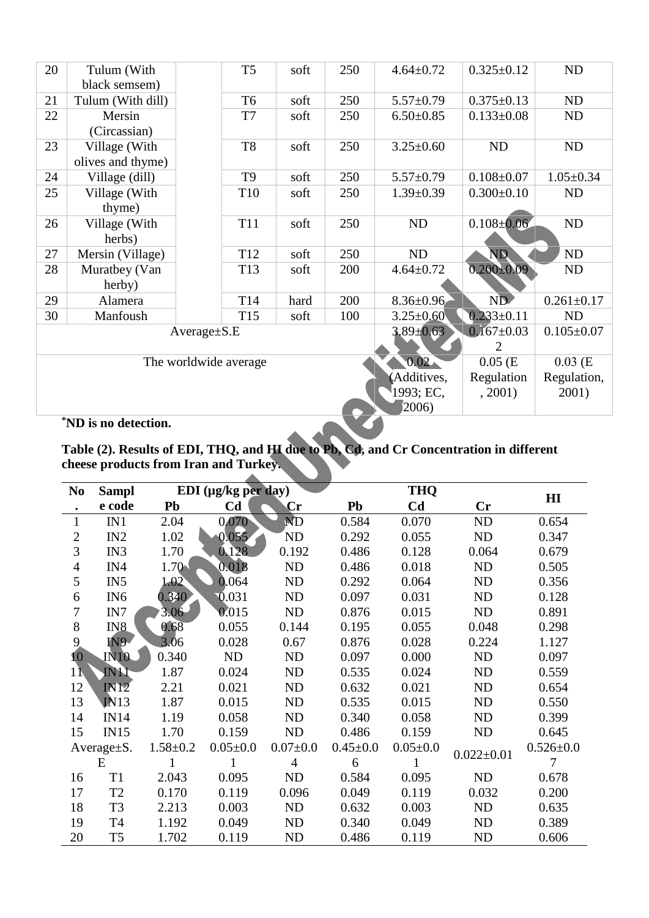| 20 | Tulum (With black semsem) | | T5 | soft | 250 | 4.64±0.72 | 0.325±0.12 | ND |
|---|---|---|---|---|---|---|---|---|
| 21 | Tulum (With dill) | | T6 | soft | 250 | 5.57±0.79 | 0.375±0.13 | ND |
| 22 | Mersin (Circassian) | | T7 | soft | 250 | 6.50±0.85 | 0.133±0.08 | ND |
| 23 | Village (With olives and thyme) | | T8 | soft | 250 | 3.25±0.60 | ND | ND |
| 24 | Village (dill) | | T9 | soft | 250 | 5.57±0.79 | 0.108±0.07 | 1.05±0.34 |
| 25 | Village (With thyme) | | T10 | soft | 250 | 1.39±0.39 | 0.300±0.10 | ND |
| 26 | Village (With herbs) | | T11 | soft | 250 | ND | 0.108±0.06 | ND |
| 27 | Mersin (Village) | | T12 | soft | 250 | ND | ND | ND |
| 28 | Muratbey (Van herby) | | T13 | soft | 200 | 4.64±0.72 | 0.200±0.09 | ND |
| 29 | Alamera | | T14 | hard | 200 | 8.36±0.96 | ND | 0.261±0.17 |
| 30 | Manfoush | | T15 | soft | 100 | 3.25±0.60 | 0.233±0.11 | ND |
| Average±S.E | | | | | | 3.89±0.63 | 0.167±0.032 | 0.105±0.07 |
| The worldwide average | | | | | | 0.02 (Additives, 1993; EC, 2006) | 0.05 (E Regulation, 2001) | 0.03 (E Regulation, 2001) |

**\*ND is no detection.**

**Table (2). Results of EDI, THQ, and HI due to Pb, Cd, and Cr Concentration in different cheese products from Iran and Turkey.**

| No. | Sample code | EDI (µg/kg per day) | | | THQ | | | HI |
|---|---|---|---|---|---|---|---|---|
| | | Pb | Cd | Cr | Pb | Cd | Cr | |
| 1 | IN1 | 2.04 | 0.070 | ND | 0.584 | 0.070 | ND | 0.654 |
| 2 | IN2 | 1.02 | 0.055 | ND | 0.292 | 0.055 | ND | 0.347 |
| 3 | IN3 | 1.70 | 0.128 | 0.192 | 0.486 | 0.128 | 0.064 | 0.679 |
| 4 | IN4 | 1.70 | 0.018 | ND | 0.486 | 0.018 | ND | 0.505 |
| 5 | IN5 | 1.02 | 0.064 | ND | 0.292 | 0.064 | ND | 0.356 |
| 6 | IN6 | 0.340 | 0.031 | ND | 0.097 | 0.031 | ND | 0.128 |
| 7 | IN7 | 3.06 | 0.015 | ND | 0.876 | 0.015 | ND | 0.891 |
| 8 | IN8 | 0.68 | 0.055 | 0.144 | 0.195 | 0.055 | 0.048 | 0.298 |
| 9 | IN9 | 3.06 | 0.028 | 0.67 | 0.876 | 0.028 | 0.224 | 1.127 |
| 10 | IN10 | 0.340 | ND | ND | 0.097 | 0.000 | ND | 0.097 |
| 11 | IN11 | 1.87 | 0.024 | ND | 0.535 | 0.024 | ND | 0.559 |
| 12 | IN12 | 2.21 | 0.021 | ND | 0.632 | 0.021 | ND | 0.654 |
| 13 | IN13 | 1.87 | 0.015 | ND | 0.535 | 0.015 | ND | 0.550 |
| 14 | IN14 | 1.19 | 0.058 | ND | 0.340 | 0.058 | ND | 0.399 |
| 15 | IN15 | 1.70 | 0.159 | ND | 0.486 | 0.159 | ND | 0.645 |
| Average±S.E | | 1.58±0.21 | 0.05±0.01 | 0.07±0.04 | 0.45±0.06 | 0.05±0.01 | 0.022±0.01 | 0.526±0.07 |
| 16 | T1 | 2.043 | 0.095 | ND | 0.584 | 0.095 | ND | 0.678 |
| 17 | T2 | 0.170 | 0.119 | 0.096 | 0.049 | 0.119 | 0.032 | 0.200 |
| 18 | T3 | 2.213 | 0.003 | ND | 0.632 | 0.003 | ND | 0.635 |
| 19 | T4 | 1.192 | 0.049 | ND | 0.340 | 0.049 | ND | 0.389 |
| 20 | T5 | 1.702 | 0.119 | ND | 0.486 | 0.119 | ND | 0.606 |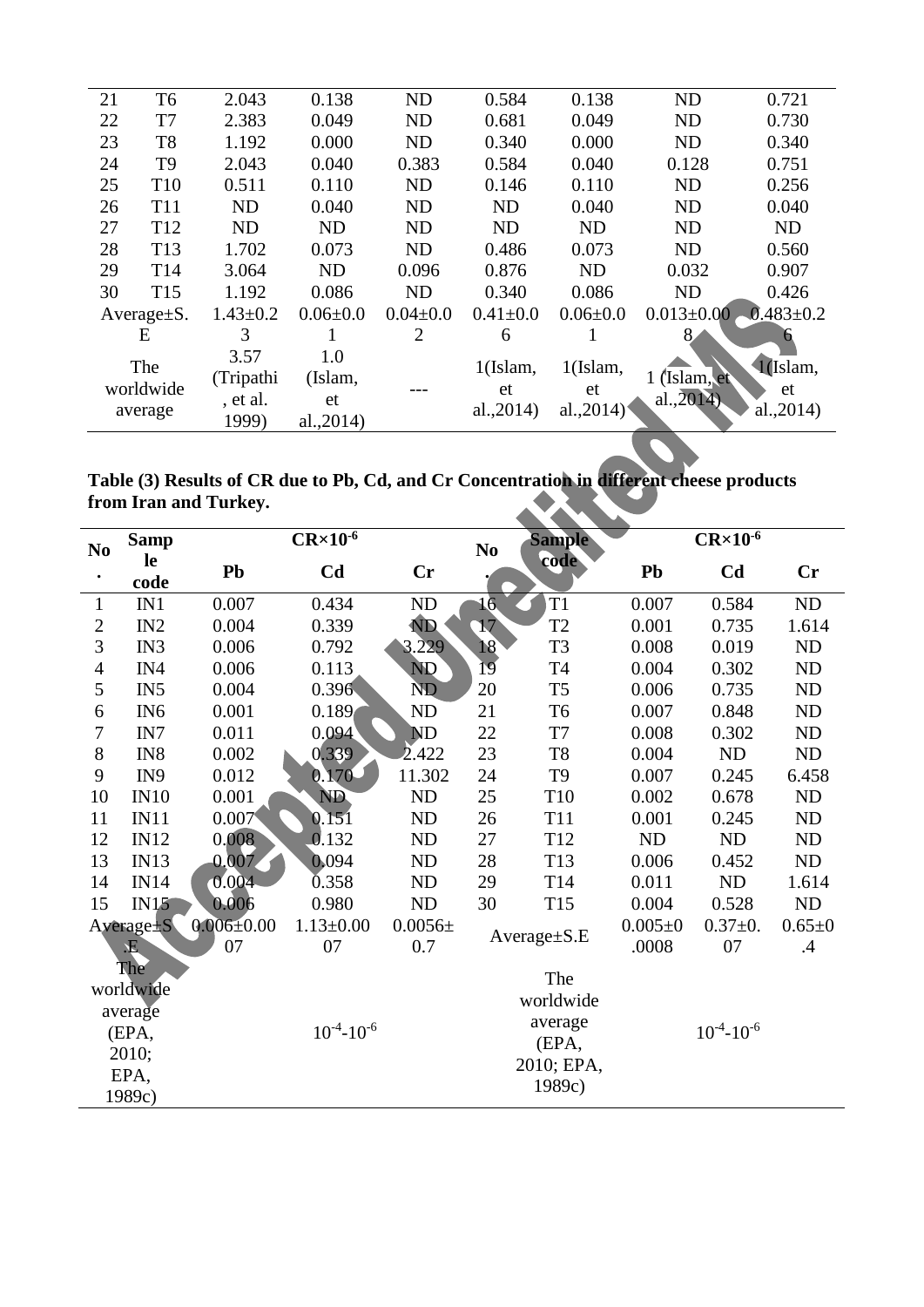| 21 | T6 | 2.043 | 0.138 | ND | 0.584 | 0.138 | ND | 0.721 |
|---|---|---|---|---|---|---|---|---|
| 22 | T7 | 2.383 | 0.049 | ND | 0.681 | 0.049 | ND | 0.730 |
| 23 | T8 | 1.192 | 0.000 | ND | 0.340 | 0.000 | ND | 0.340 |
| 24 | T9 | 2.043 | 0.040 | 0.383 | 0.584 | 0.040 | 0.128 | 0.751 |
| 25 | T10 | 0.511 | 0.110 | ND | 0.146 | 0.110 | ND | 0.256 |
| 26 | T11 | ND | 0.040 | ND | ND | 0.040 | ND | 0.040 |
| 27 | T12 | ND | ND | ND | ND | ND | ND | ND |
| 28 | T13 | 1.702 | 0.073 | ND | 0.486 | 0.073 | ND | 0.560 |
| 29 | T14 | 3.064 | ND | 0.096 | 0.876 | ND | 0.032 | 0.907 |
| 30 | T15 | 1.192 | 0.086 | ND | 0.340 | 0.086 | ND | 0.426 |
| Average±S.E | | 1.43±0.23 | 0.06±0.01 | 0.04±0.02 | 0.41±0.06 | 0.06±0.01 | 0.013±0.008 | 0.483±0.26 |
| The worldwide average | | 3.57 (Tripathi, et al. 1999) | 1.0 (Islam, et al.,2014) | --- | 1(Islam, et al.,2014) | 1(Islam, et al.,2014) | 1 (Islam, et al.,2014) | 1(Islam, et al.,2014) |

**Table (3) Results of CR due to Pb, Cd, and Cr Concentration in different cheese products from Iran and Turkey.**

| No. | Sample code | CR×$10^{-6}$ Pb | Cd | Cr | No. | Sample code | CR×$10^{-6}$ Pb | Cd | Cr |
|---|---|---|---|---|---|---|---|---|---|
| 1 | IN1 | 0.007 | 0.434 | ND | 16 | T1 | 0.007 | 0.584 | ND |
| 2 | IN2 | 0.004 | 0.339 | ND | 17 | T2 | 0.001 | 0.735 | 1.614 |
| 3 | IN3 | 0.006 | 0.792 | 3.229 | 18 | T3 | 0.008 | 0.019 | ND |
| 4 | IN4 | 0.006 | 0.113 | ND | 19 | T4 | 0.004 | 0.302 | ND |
| 5 | IN5 | 0.004 | 0.396 | ND | 20 | T5 | 0.006 | 0.735 | ND |
| 6 | IN6 | 0.001 | 0.189 | ND | 21 | T6 | 0.007 | 0.848 | ND |
| 7 | IN7 | 0.011 | 0.094 | ND | 22 | T7 | 0.008 | 0.302 | ND |
| 8 | IN8 | 0.002 | 0.339 | 2.422 | 23 | T8 | 0.004 | ND | ND |
| 9 | IN9 | 0.012 | 0.170 | 11.302 | 24 | T9 | 0.007 | 0.245 | 6.458 |
| 10 | IN10 | 0.001 | ND | ND | 25 | T10 | 0.002 | 0.678 | ND |
| 11 | IN11 | 0.007 | 0.151 | ND | 26 | T11 | 0.001 | 0.245 | ND |
| 12 | IN12 | 0.008 | 0.132 | ND | 27 | T12 | ND | ND | ND |
| 13 | IN13 | 0.007 | 0.094 | ND | 28 | T13 | 0.006 | 0.452 | ND |
| 14 | IN14 | 0.004 | 0.358 | ND | 29 | T14 | 0.011 | ND | 1.614 |
| 15 | IN15 | 0.006 | 0.980 | ND | 30 | T15 | 0.004 | 0.528 | ND |
| Average±S.E | | 0.006±0.0007 | 1.13±0.007 | 0.0056±0.7 | Average±S.E | | 0.005±0.0008 | 0.37±0.07 | 0.65±0.4 |
| The worldwide average (EPA, 2010; EPA, 1989c) | | | $10^{-4}$-$10^{-6}$ | | The worldwide average (EPA, 2010; EPA, 1989c) | | | $10^{-4}$-$10^{-6}$ | |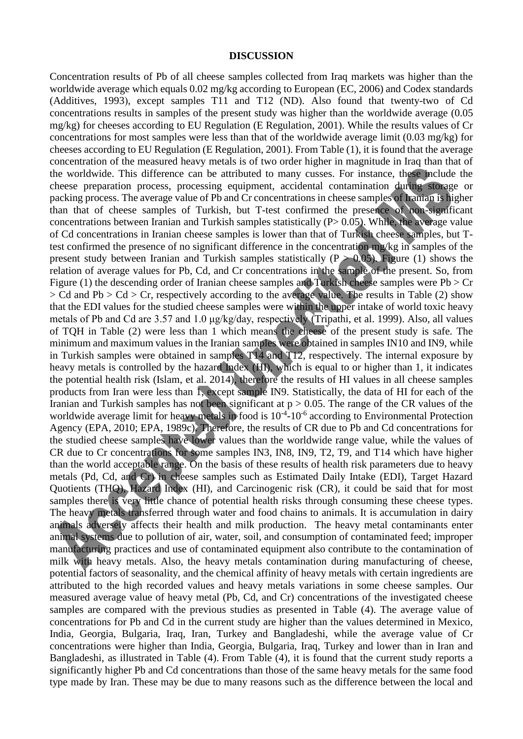**DISCUSSION**

Concentration results of Pb of all cheese samples collected from Iraq markets was higher than the worldwide average which equals 0.02 mg/kg according to European (EC, 2006) and Codex standards (Additives, 1993), except samples T11 and T12 (ND). Also found that twenty-two of Cd concentrations results in samples of the present study was higher than the worldwide average (0.05 mg/kg) for cheeses according to EU Regulation (E Regulation, 2001). While the results values of Cr concentrations for most samples were less than that of the worldwide average limit (0.03 mg/kg) for cheeses according to EU Regulation (E Regulation, 2001). From Table (1), it is found that the average concentration of the measured heavy metals is of two order higher in magnitude in Iraq than that of the worldwide. This difference can be attributed to many cusses. For instance, these include the cheese preparation process, processing equipment, accidental contamination during storage or packing process. The average value of Pb and Cr concentrations in cheese samples of Iranian is higher than that of cheese samples of Turkish, but T-test confirmed the presence of non-significant concentrations between Iranian and Turkish samples statistically ($P > 0.05$). While, the average value of Cd concentrations in Iranian cheese samples is lower than that of Turkish cheese samples, but T-test confirmed the presence of no significant difference in the concentration mg/kg in samples of the present study between Iranian and Turkish samples statistically ($P > 0.05$). Figure (1) shows the relation of average values for Pb, Cd, and Cr concentrations in the sample of the present. So, from Figure (1) the descending order of Iranian cheese samples and Turkish cheese samples were Pb > Cr > Cd and Pb > Cd > Cr, respectively according to the average value. The results in Table (2) show that the EDI values for the studied cheese samples were within the upper intake of world toxic heavy metals of Pb and Cd are 3.57 and 1.0 μg/kg/day, respectively (Tripathi, et al. 1999). Also, all values of TQH in Table (2) were less than 1 which means the cheese of the present study is safe. The minimum and maximum values in the Iranian samples were obtained in samples IN10 and IN9, while in Turkish samples were obtained in samples T14 and T12, respectively. The internal exposure by heavy metals is controlled by the hazard Index (HI), which is equal to or higher than 1, it indicates the potential health risk (Islam, et al. 2014), therefore the results of HI values in all cheese samples products from Iran were less than 1, except sample IN9. Statistically, the data of HI for each of the Iranian and Turkish samples has not been significant at $p > 0.05$. The range of the CR values of the worldwide average limit for heavy metals in food is $10^{-4}$-$10^{-6}$ according to Environmental Protection Agency (EPA, 2010; EPA, 1989c). Therefore, the results of CR due to Pb and Cd concentrations for the studied cheese samples have lower values than the worldwide range value, while the values of CR due to Cr concentrations for some samples IN3, IN8, IN9, T2, T9, and T14 which have higher than the world acceptable range. On the basis of these results of health risk parameters due to heavy metals (Pd, Cd, and Cr) in cheese samples such as Estimated Daily Intake (EDI), Target Hazard Quotients (THQ), Hazard Index (HI), and Carcinogenic risk (CR), it could be said that for most samples there is very little chance of potential health risks through consuming these cheese types. The heavy metals transferred through water and food chains to animals. It is accumulation in dairy animals adversely affects their health and milk production. The heavy metal contaminants enter animal systems due to pollution of air, water, soil, and consumption of contaminated feed; improper manufacturing practices and use of contaminated equipment also contribute to the contamination of milk with heavy metals. Also, the heavy metals contamination during manufacturing of cheese, potential factors of seasonality, and the chemical affinity of heavy metals with certain ingredients are attributed to the high recorded values and heavy metals variations in some cheese samples. Our measured average value of heavy metal (Pb, Cd, and Cr) concentrations of the investigated cheese samples are compared with the previous studies as presented in Table (4). The average value of concentrations for Pb and Cd in the current study are higher than the values determined in Mexico, India, Georgia, Bulgaria, Iraq, Iran, Turkey and Bangladeshi, while the average value of Cr concentrations were higher than India, Georgia, Bulgaria, Iraq, Turkey and lower than in Iran and Bangladeshi, as illustrated in Table (4). From Table (4), it is found that the current study reports a significantly higher Pb and Cd concentrations than those of the same heavy metals for the same food type made by Iran. These may be due to many reasons such as the difference between the local and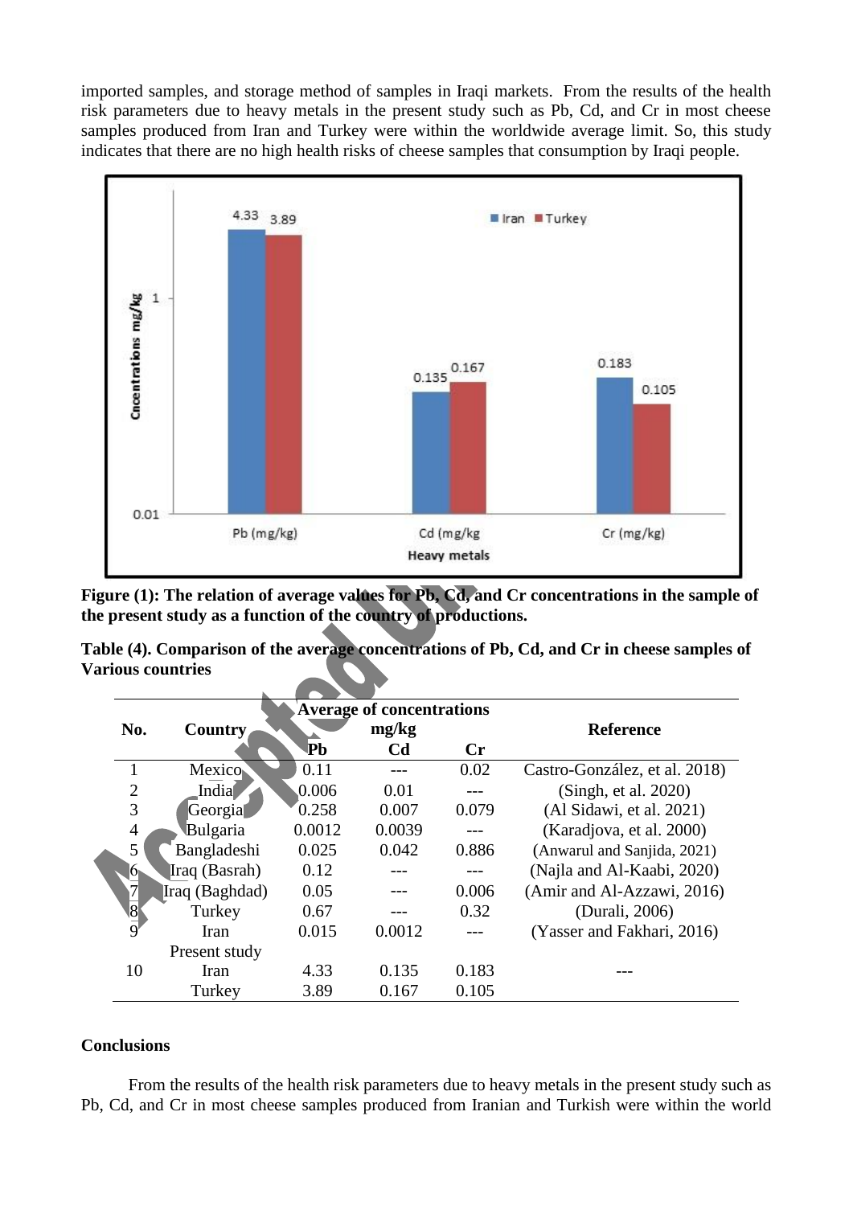imported samples, and storage method of samples in Iraqi markets. From the results of the health risk parameters due to heavy metals in the present study such as Pb, Cd, and Cr in most cheese samples produced from Iran and Turkey were within the worldwide average limit. So, this study indicates that there are no high health risks of cheese samples that consumption by Iraqi people.

**Figure (1): The relation of average values for Pb, Cd, and Cr concentrations in the sample of the present study as a function of the country of productions.**

**Table (4). Comparison of the average concentrations of Pb, Cd, and Cr in cheese samples of Various countries**

| No. | Country | Average of concentrations mg/kg | | | Reference |
|---|---|---|---|---|---|
| | | Pb | Cd | Cr | |
| 1 | Mexico | 0.11 | --- | 0.02 | Castro-González, et al. 2018) |
| 2 | India | 0.006 | 0.01 | --- | (Singh, et al. 2020) |
| 3 | Georgia | 0.258 | 0.007 | 0.079 | (Al Sidawi, et al. 2021) |
| 4 | Bulgaria | 0.0012 | 0.0039 | --- | (Karadjova, et al. 2000) |
| 5 | Bangladeshi | 0.025 | 0.042 | 0.886 | (Anwarul and Sanjida, 2021) |
| 6 | Iraq (Basrah) | 0.12 | --- | --- | (Najla and Al-Kaabi, 2020) |
| 7 | Iraq (Baghdad) | 0.05 | --- | 0.006 | (Amir and Al-Azzawi, 2016) |
| 8 | Turkey | 0.67 | --- | 0.32 | (Durali, 2006) |
| 9 | Iran | 0.015 | 0.0012 | --- | (Yasser and Fakhari, 2016) |
| | Present study | | | | |
| 10 | Iran | 4.33 | 0.135 | 0.183 | --- |
| | Turkey | 3.89 | 0.167 | 0.105 | |

## Conclusions

From the results of the health risk parameters due to heavy metals in the present study such as Pb, Cd, and Cr in most cheese samples produced from Iranian and Turkish were within the world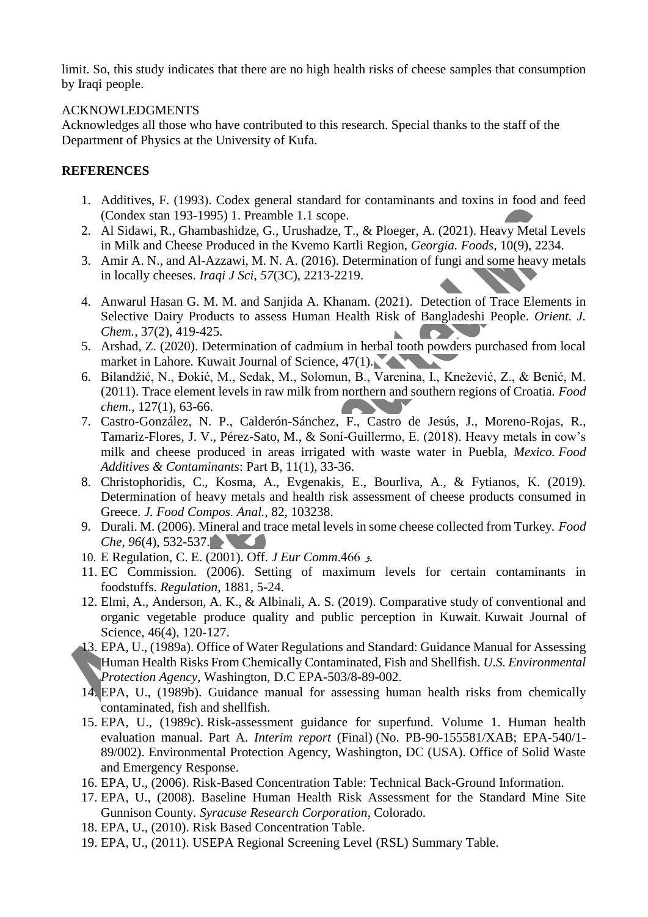limit. So, this study indicates that there are no high health risks of cheese samples that consumption by Iraqi people.

ACKNOWLEDGMENTS

Acknowledges all those who have contributed to this research. Special thanks to the staff of the Department of Physics at the University of Kufa.

**REFERENCES**

1. Additives, F. (1993). Codex general standard for contaminants and toxins in food and feed (Condex stan 193-1995) 1. Preamble 1.1 scope.
2. Al Sidawi, R., Ghambashidze, G., Urushadze, T., & Ploeger, A. (2021). Heavy Metal Levels in Milk and Cheese Produced in the Kvemo Kartli Region, *Georgia. Foods*, 10(9), 2234.
3. Amir A. N., and Al-Azzawi, M. N. A. (2016). Determination of fungi and some heavy metals in locally cheeses. *Iraqi J Sci*, *57*(3C), 2213-2219.
4. Anwarul Hasan G. M. M. and Sanjida A. Khanam. (2021). Detection of Trace Elements in Selective Dairy Products to assess Human Health Risk of Bangladeshi People. *Orient. J. Chem.*, 37(2), 419-425.
5. Arshad, Z. (2020). Determination of cadmium in herbal tooth powders purchased from local market in Lahore. Kuwait Journal of Science, 47(1).
6. Bilandžić, N., Đokić, M., Sedak, M., Solomun, B., Varenina, I., Knežević, Z., & Benić, M. (2011). Trace element levels in raw milk from northern and southern regions of Croatia. *Food chem.*, 127(1), 63-66.
7. Castro-González, N. P., Calderón-Sánchez, F., Castro de Jesús, J., Moreno-Rojas, R., Tamariz-Flores, J. V., Pérez-Sato, M., & Soní-Guillermo, E. (2018). Heavy metals in cow's milk and cheese produced in areas irrigated with waste water in Puebla, *Mexico. Food Additives & Contaminants*: Part B, 11(1), 33-36.
8. Christophoridis, C., Kosma, A., Evgenakis, E., Bourliva, A., & Fytianos, K. (2019). Determination of heavy metals and health risk assessment of cheese products consumed in Greece. *J. Food Compos. Anal.*, 82, 103238.
9. Durali. M. (2006). Mineral and trace metal levels in some cheese collected from Turkey. *Food Che*, *96*(4), 532-537.
10. E Regulation, C. E. (2001). Off. *J Eur Comm*.466 و.
11. EC Commission. (2006). Setting of maximum levels for certain contaminants in foodstuffs. *Regulation*, 1881, 5-24.
12. Elmi, A., Anderson, A. K., & Albinali, A. S. (2019). Comparative study of conventional and organic vegetable produce quality and public perception in Kuwait. Kuwait Journal of Science, 46(4), 120-127.
13. EPA, U., (1989a). Office of Water Regulations and Standard: Guidance Manual for Assessing Human Health Risks From Chemically Contaminated, Fish and Shellfish. *U.S. Environmental Protection Agency*, Washington, D.C EPA-503/8-89-002.
14. EPA, U., (1989b). Guidance manual for assessing human health risks from chemically contaminated, fish and shellfish.
15. EPA, U., (1989c). Risk-assessment guidance for superfund. Volume 1. Human health evaluation manual. Part A. *Interim report* (Final) (No. PB-90-155581/XAB; EPA-540/1-89/002). Environmental Protection Agency, Washington, DC (USA). Office of Solid Waste and Emergency Response.
16. EPA, U., (2006). Risk-Based Concentration Table: Technical Back-Ground Information.
17. EPA, U., (2008). Baseline Human Health Risk Assessment for the Standard Mine Site Gunnison County. *Syracuse Research Corporation*, Colorado.
18. EPA, U., (2010). Risk Based Concentration Table.
19. EPA, U., (2011). USEPA Regional Screening Level (RSL) Summary Table.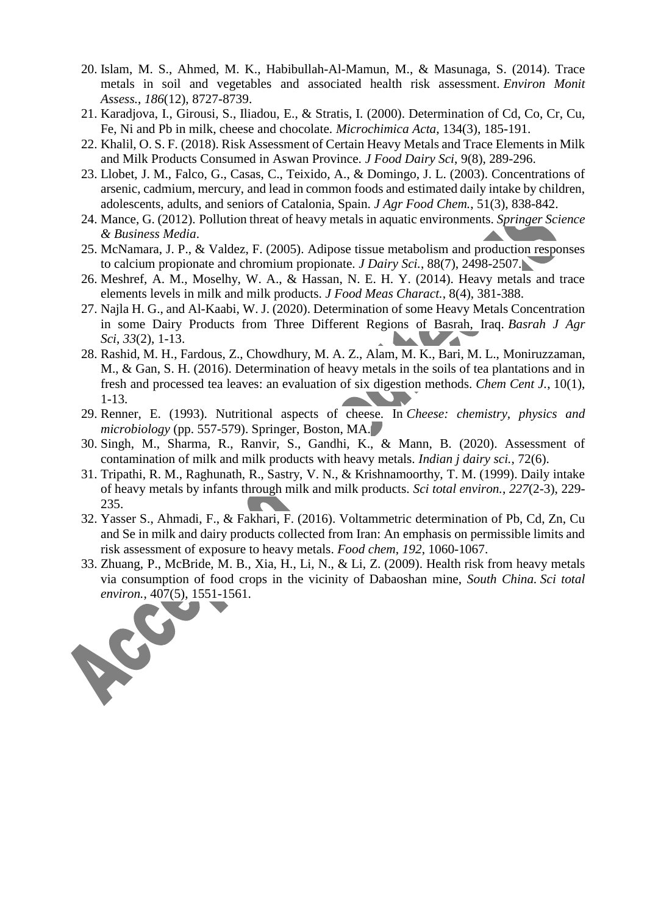20. Islam, M. S., Ahmed, M. K., Habibullah-Al-Mamun, M., & Masunaga, S. (2014). Trace metals in soil and vegetables and associated health risk assessment. *Environ Monit Assess.*, *186*(12), 8727-8739.
21. Karadjova, I., Girousi, S., Iliadou, E., & Stratis, I. (2000). Determination of Cd, Co, Cr, Cu, Fe, Ni and Pb in milk, cheese and chocolate. *Microchimica Acta*, 134(3), 185-191.
22. Khalil, O. S. F. (2018). Risk Assessment of Certain Heavy Metals and Trace Elements in Milk and Milk Products Consumed in Aswan Province. *J Food Dairy Sci*, 9(8), 289-296.
23. Llobet, J. M., Falco, G., Casas, C., Teixido, A., & Domingo, J. L. (2003). Concentrations of arsenic, cadmium, mercury, and lead in common foods and estimated daily intake by children, adolescents, adults, and seniors of Catalonia, Spain. *J Agr Food Chem.*, 51(3), 838-842.
24. Mance, G. (2012). Pollution threat of heavy metals in aquatic environments. *Springer Science & Business Media*.
25. McNamara, J. P., & Valdez, F. (2005). Adipose tissue metabolism and production responses to calcium propionate and chromium propionate. *J Dairy Sci.*, 88(7), 2498-2507.
26. Meshref, A. M., Moselhy, W. A., & Hassan, N. E. H. Y. (2014). Heavy metals and trace elements levels in milk and milk products. *J Food Meas Charact.*, 8(4), 381-388.
27. Najla H. G., and Al-Kaabi, W. J. (2020). Determination of some Heavy Metals Concentration in some Dairy Products from Three Different Regions of Basrah, Iraq. *Basrah J Agr Sci*, *33*(2), 1-13.
28. Rashid, M. H., Fardous, Z., Chowdhury, M. A. Z., Alam, M. K., Bari, M. L., Moniruzzaman, M., & Gan, S. H. (2016). Determination of heavy metals in the soils of tea plantations and in fresh and processed tea leaves: an evaluation of six digestion methods. *Chem Cent J.*, 10(1), 1-13.
29. Renner, E. (1993). Nutritional aspects of cheese. In *Cheese: chemistry, physics and microbiology* (pp. 557-579). Springer, Boston, MA.
30. Singh, M., Sharma, R., Ranvir, S., Gandhi, K., & Mann, B. (2020). Assessment of contamination of milk and milk products with heavy metals. *Indian j dairy sci.*, 72(6).
31. Tripathi, R. M., Raghunath, R., Sastry, V. N., & Krishnamoorthy, T. M. (1999). Daily intake of heavy metals by infants through milk and milk products. *Sci total environ.*, *227*(2-3), 229-235.
32. Yasser S., Ahmadi, F., & Fakhari, F. (2016). Voltammetric determination of Pb, Cd, Zn, Cu and Se in milk and dairy products collected from Iran: An emphasis on permissible limits and risk assessment of exposure to heavy metals. *Food chem*, *192*, 1060-1067.
33. Zhuang, P., McBride, M. B., Xia, H., Li, N., & Li, Z. (2009). Health risk from heavy metals via consumption of food crops in the vicinity of Dabaoshan mine, *South China. Sci total environ.*, 407(5), 1551-1561.